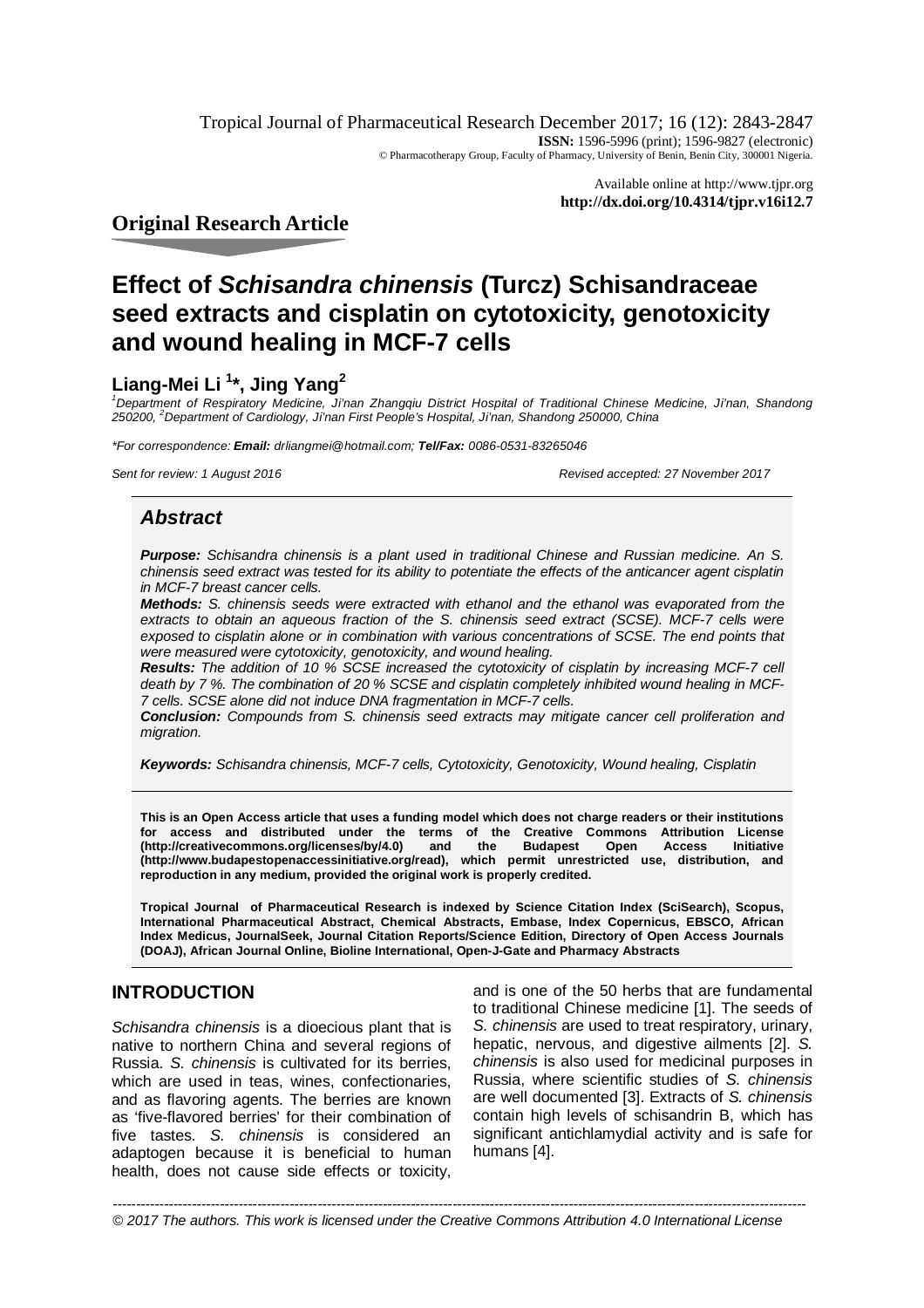Original Research Article

# Effect of *Schisandra chinensis* (Turcz) Schisandraceae seed extracts and cisplatin on cytotoxicity, genotoxicity and wound healing in MCF-7 cells

**Liang-Mei Li [1]*, Jing Yang[2]**

[1]*Department of Respiratory Medicine, Ji'nan Zhangqiu District Hospital of Traditional Chinese Medicine, Ji'nan, Shandong 250200,* [2]*Department of Cardiology, Ji'nan First People's Hospital, Ji'nan, Shandong 250000, China*

*\*For correspondence:* ***Email:*** *drliangmei@hotmail.com;* ***Tel/Fax:*** *0086-0531-83265046*

*Sent for review: 1 August 2016* *Revised accepted: 27 November 2017*

## *Abstract*

***Purpose:*** *Schisandra chinensis is a plant used in traditional Chinese and Russian medicine. An S. chinensis seed extract was tested for its ability to potentiate the effects of the anticancer agent cisplatin in MCF-7 breast cancer cells.*

***Methods:*** *S. chinensis seeds were extracted with ethanol and the ethanol was evaporated from the extracts to obtain an aqueous fraction of the S. chinensis seed extract (SCSE). MCF-7 cells were exposed to cisplatin alone or in combination with various concentrations of SCSE. The end points that were measured were cytotoxicity, genotoxicity, and wound healing.*

***Results:*** *The addition of 10 % SCSE increased the cytotoxicity of cisplatin by increasing MCF-7 cell death by 7 %. The combination of 20 % SCSE and cisplatin completely inhibited wound healing in MCF-7 cells. SCSE alone did not induce DNA fragmentation in MCF-7 cells.*

***Conclusion:*** *Compounds from S. chinensis seed extracts may mitigate cancer cell proliferation and migration.*

***Keywords:*** *Schisandra chinensis, MCF-7 cells, Cytotoxicity, Genotoxicity, Wound healing, Cisplatin*

**This is an Open Access article that uses a funding model which does not charge readers or their institutions for access and distributed under the terms of the Creative Commons Attribution License (http://creativecommons.org/licenses/by/4.0) and the Budapest Open Access Initiative (http://www.budapestopenaccessinitiative.org/read), which permit unrestricted use, distribution, and reproduction in any medium, provided the original work is properly credited.**

**Tropical Journal of Pharmaceutical Research is indexed by Science Citation Index (SciSearch), Scopus, International Pharmaceutical Abstract, Chemical Abstracts, Embase, Index Copernicus, EBSCO, African Index Medicus, JournalSeek, Journal Citation Reports/Science Edition, Directory of Open Access Journals (DOAJ), African Journal Online, Bioline International, Open-J-Gate and Pharmacy Abstracts**

## INTRODUCTION

*Schisandra chinensis* is a dioecious plant that is native to northern China and several regions of Russia. *S. chinensis* is cultivated for its berries, which are used in teas, wines, confectionaries, and as flavoring agents. The berries are known as 'five-flavored berries' for their combination of five tastes. *S. chinensis* is considered an adaptogen because it is beneficial to human health, does not cause side effects or toxicity, and is one of the 50 herbs that are fundamental to traditional Chinese medicine [1]. The seeds of *S. chinensis* are used to treat respiratory, urinary, hepatic, nervous, and digestive ailments [2]. *S. chinensis* is also used for medicinal purposes in Russia, where scientific studies of *S. chinensis* are well documented [3]. Extracts of *S. chinensis* contain high levels of schisandrin B, which has significant antichlamydial activity and is safe for humans [4].

*© 2017 The authors. This work is licensed under the Creative Commons Attribution 4.0 International License*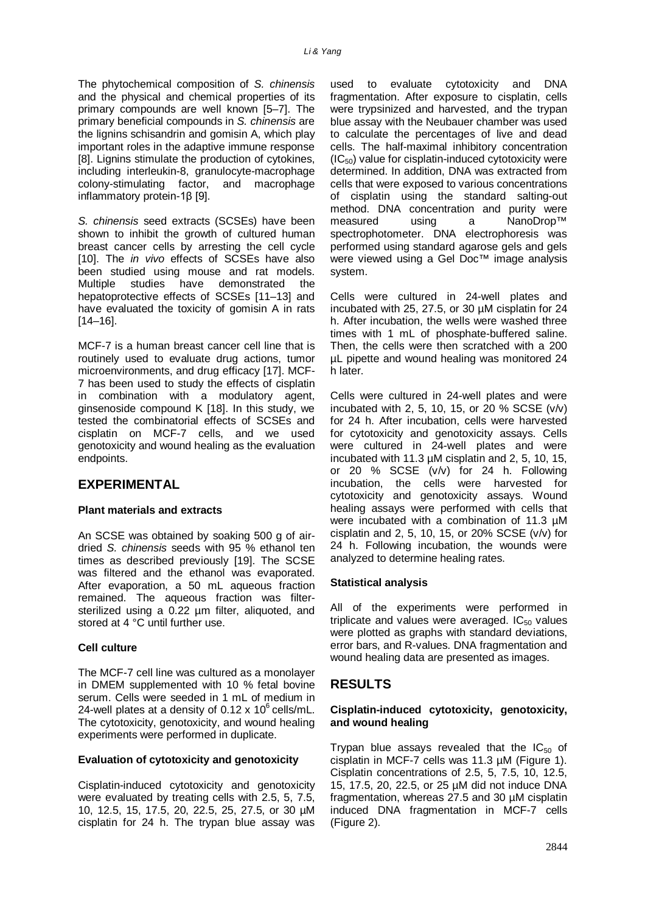The phytochemical composition of *S. chinensis* and the physical and chemical properties of its primary compounds are well known [5–7]. The primary beneficial compounds in *S. chinensis* are the lignins schisandrin and gomisin A, which play important roles in the adaptive immune response [8]. Lignins stimulate the production of cytokines, including interleukin-8, granulocyte-macrophage colony-stimulating factor, and macrophage inflammatory protein-1β [9].

*S. chinensis* seed extracts (SCSEs) have been shown to inhibit the growth of cultured human breast cancer cells by arresting the cell cycle [10]. The *in vivo* effects of SCSEs have also been studied using mouse and rat models. Multiple studies have demonstrated the hepatoprotective effects of SCSEs [11–13] and have evaluated the toxicity of gomisin A in rats [14–16].

MCF-7 is a human breast cancer cell line that is routinely used to evaluate drug actions, tumor microenvironments, and drug efficacy [17]. MCF-7 has been used to study the effects of cisplatin in combination with a modulatory agent, ginsenoside compound K [18]. In this study, we tested the combinatorial effects of SCSEs and cisplatin on MCF-7 cells, and we used genotoxicity and wound healing as the evaluation endpoints.

## EXPERIMENTAL

### Plant materials and extracts

An SCSE was obtained by soaking 500 g of air-dried *S. chinensis* seeds with 95 % ethanol ten times as described previously [19]. The SCSE was filtered and the ethanol was evaporated. After evaporation, a 50 mL aqueous fraction remained. The aqueous fraction was filter-sterilized using a 0.22 µm filter, aliquoted, and stored at 4 °C until further use.

### Cell culture

The MCF-7 cell line was cultured as a monolayer in DMEM supplemented with 10 % fetal bovine serum. Cells were seeded in 1 mL of medium in 24-well plates at a density of $0.12 \times 10^6$ cells/mL. The cytotoxicity, genotoxicity, and wound healing experiments were performed in duplicate.

### Evaluation of cytotoxicity and genotoxicity

Cisplatin-induced cytotoxicity and genotoxicity were evaluated by treating cells with 2.5, 5, 7.5, 10, 12.5, 15, 17.5, 20, 22.5, 25, 27.5, or 30 µM cisplatin for 24 h. The trypan blue assay was used to evaluate cytotoxicity and DNA fragmentation. After exposure to cisplatin, cells were trypsinized and harvested, and the trypan blue assay with the Neubauer chamber was used to calculate the percentages of live and dead cells. The half-maximal inhibitory concentration ($IC_{50}$) value for cisplatin-induced cytotoxicity were determined. In addition, DNA was extracted from cells that were exposed to various concentrations of cisplatin using the standard salting-out method. DNA concentration and purity were measured using a NanoDrop™ spectrophotometer. DNA electrophoresis was performed using standard agarose gels and gels were viewed using a Gel Doc™ image analysis system.

Cells were cultured in 24-well plates and incubated with 25, 27.5, or 30 µM cisplatin for 24 h. After incubation, the wells were washed three times with 1 mL of phosphate-buffered saline. Then, the cells were then scratched with a 200 µL pipette and wound healing was monitored 24 h later.

Cells were cultured in 24-well plates and were incubated with 2, 5, 10, 15, or 20 % SCSE (v/v) for 24 h. After incubation, cells were harvested for cytotoxicity and genotoxicity assays. Cells were cultured in 24-well plates and were incubated with 11.3 µM cisplatin and 2, 5, 10, 15, or 20 % SCSE (v/v) for 24 h. Following incubation, the cells were harvested for cytotoxicity and genotoxicity assays. Wound healing assays were performed with cells that were incubated with a combination of 11.3 µM cisplatin and 2, 5, 10, 15, or 20% SCSE (v/v) for 24 h. Following incubation, the wounds were analyzed to determine healing rates.

### Statistical analysis

All of the experiments were performed in triplicate and values were averaged. $IC_{50}$ values were plotted as graphs with standard deviations, error bars, and R-values. DNA fragmentation and wound healing data are presented as images.

## RESULTS

### Cisplatin-induced cytotoxicity, genotoxicity, and wound healing

Trypan blue assays revealed that the $IC_{50}$ of cisplatin in MCF-7 cells was 11.3 µM (Figure 1). Cisplatin concentrations of 2.5, 5, 7.5, 10, 12.5, 15, 17.5, 20, 22.5, or 25 µM did not induce DNA fragmentation, whereas 27.5 and 30 µM cisplatin induced DNA fragmentation in MCF-7 cells (Figure 2).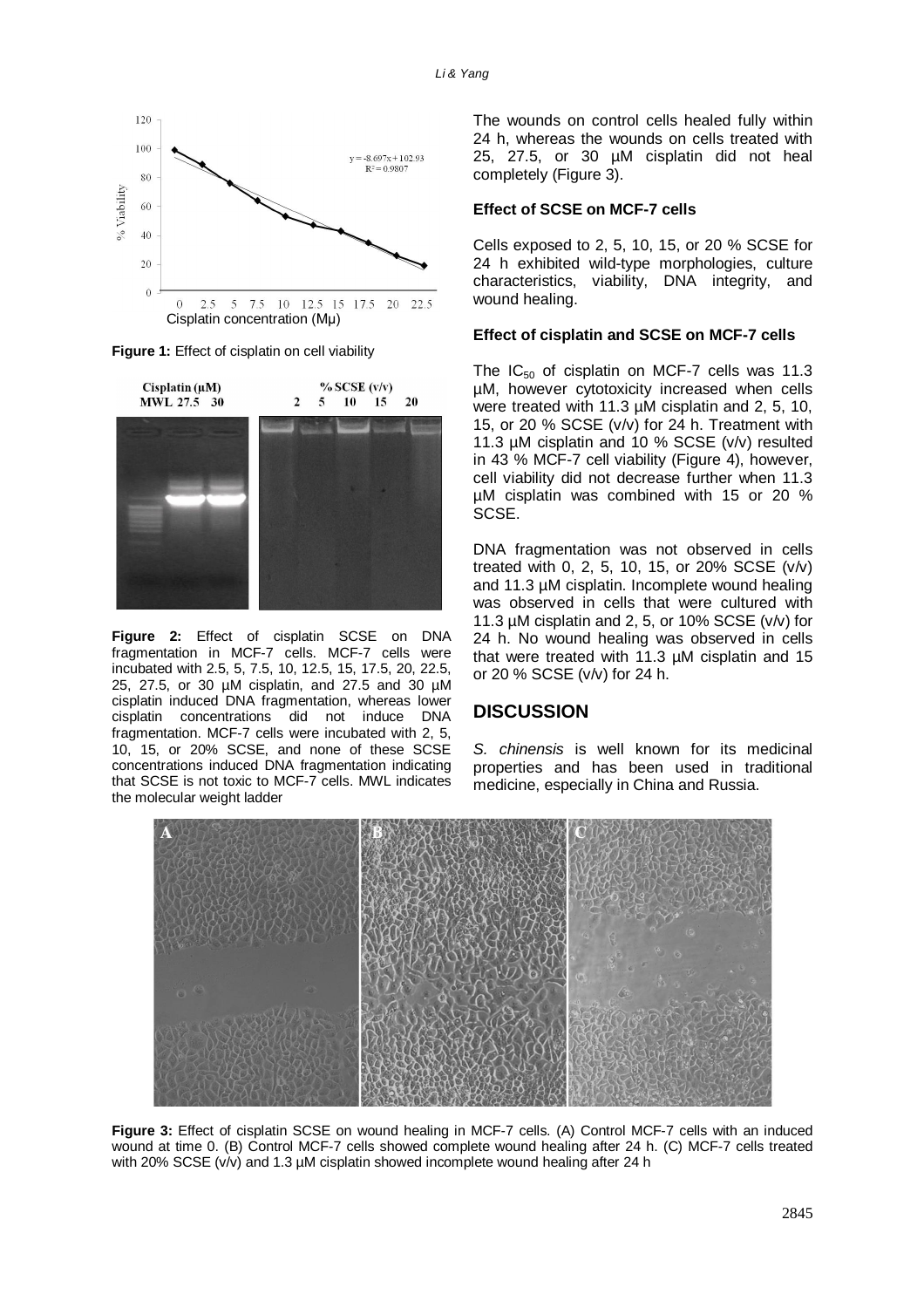Figure 1: Effect of cisplatin on cell viability

Figure 2: Effect of cisplatin SCSE on DNA fragmentation in MCF-7 cells. MCF-7 cells were incubated with 2.5, 5, 7.5, 10, 12.5, 15, 17.5, 20, 22.5, 25, 27.5, or 30 µM cisplatin, and 27.5 and 30 µM cisplatin induced DNA fragmentation, whereas lower cisplatin concentrations did not induce DNA fragmentation. MCF-7 cells were incubated with 2, 5, 10, 15, or 20% SCSE, and none of these SCSE concentrations induced DNA fragmentation indicating that SCSE is not toxic to MCF-7 cells. MWL indicates the molecular weight ladder

The wounds on control cells healed fully within 24 h, whereas the wounds on cells treated with 25, 27.5, or 30 µM cisplatin did not heal completely (Figure 3).

**Effect of SCSE on MCF-7 cells**

Cells exposed to 2, 5, 10, 15, or 20 % SCSE for 24 h exhibited wild-type morphologies, culture characteristics, viability, DNA integrity, and wound healing.

**Effect of cisplatin and SCSE on MCF-7 cells**

The $IC_{50}$ of cisplatin on MCF-7 cells was 11.3 µM, however cytotoxicity increased when cells were treated with 11.3 µM cisplatin and 2, 5, 10, 15, or 20 % SCSE (v/v) for 24 h. Treatment with 11.3 µM cisplatin and 10 % SCSE (v/v) resulted in 43 % MCF-7 cell viability (Figure 4), however, cell viability did not decrease further when 11.3 µM cisplatin was combined with 15 or 20 % SCSE.

DNA fragmentation was not observed in cells treated with 0, 2, 5, 10, 15, or 20% SCSE (v/v) and 11.3 µM cisplatin. Incomplete wound healing was observed in cells that were cultured with 11.3 µM cisplatin and 2, 5, or 10% SCSE (v/v) for 24 h. No wound healing was observed in cells that were treated with 11.3 µM cisplatin and 15 or 20 % SCSE (v/v) for 24 h.

## DISCUSSION

*S. chinensis* is well known for its medicinal properties and has been used in traditional medicine, especially in China and Russia.

Figure 3: Effect of cisplatin SCSE on wound healing in MCF-7 cells. (A) Control MCF-7 cells with an induced wound at time 0. (B) Control MCF-7 cells showed complete wound healing after 24 h. (C) MCF-7 cells treated with 20% SCSE (v/v) and 1.3 µM cisplatin showed incomplete wound healing after 24 h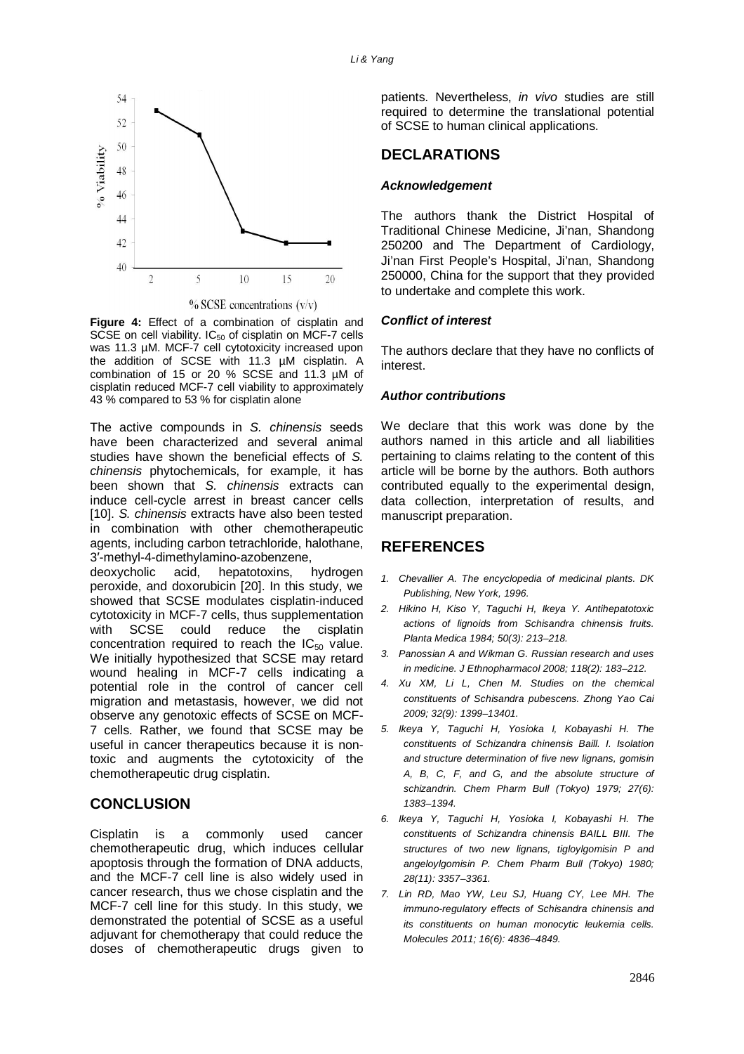**Figure 4:** Effect of a combination of cisplatin and SCSE on cell viability. $IC_{50}$ of cisplatin on MCF-7 cells was 11.3 µM. MCF-7 cell cytotoxicity increased upon the addition of SCSE with 11.3 µM cisplatin. A combination of 15 or 20 % SCSE and 11.3 µM of cisplatin reduced MCF-7 cell viability to approximately 43 % compared to 53 % for cisplatin alone

The active compounds in *S. chinensis* seeds have been characterized and several animal studies have shown the beneficial effects of *S. chinensis* phytochemicals, for example, it has been shown that *S. chinensis* extracts can induce cell-cycle arrest in breast cancer cells [10]. *S. chinensis* extracts have also been tested in combination with other chemotherapeutic agents, including carbon tetrachloride, halothane, 3′-methyl-4-dimethylamino-azobenzene, deoxycholic acid, hepatotoxins, hydrogen peroxide, and doxorubicin [20]. In this study, we showed that SCSE modulates cisplatin-induced cytotoxicity in MCF-7 cells, thus supplementation with SCSE could reduce the cisplatin concentration required to reach the $IC_{50}$ value. We initially hypothesized that SCSE may retard wound healing in MCF-7 cells indicating a potential role in the control of cancer cell migration and metastasis, however, we did not observe any genotoxic effects of SCSE on MCF-7 cells. Rather, we found that SCSE may be useful in cancer therapeutics because it is non-toxic and augments the cytotoxicity of the chemotherapeutic drug cisplatin.

## CONCLUSION

Cisplatin is a commonly used cancer chemotherapeutic drug, which induces cellular apoptosis through the formation of DNA adducts, and the MCF-7 cell line is also widely used in cancer research, thus we chose cisplatin and the MCF-7 cell line for this study. In this study, we demonstrated the potential of SCSE as a useful adjuvant for chemotherapy that could reduce the doses of chemotherapeutic drugs given to patients. Nevertheless, *in vivo* studies are still required to determine the translational potential of SCSE to human clinical applications.

## DECLARATIONS

### *Acknowledgement*

The authors thank the District Hospital of Traditional Chinese Medicine, Ji'nan, Shandong 250200 and The Department of Cardiology, Ji'nan First People's Hospital, Ji'nan, Shandong 250000, China for the support that they provided to undertake and complete this work.

### *Conflict of interest*

The authors declare that they have no conflicts of interest.

### *Author contributions*

We declare that this work was done by the authors named in this article and all liabilities pertaining to claims relating to the content of this article will be borne by the authors. Both authors contributed equally to the experimental design, data collection, interpretation of results, and manuscript preparation.

## REFERENCES

1. *Chevallier A. The encyclopedia of medicinal plants. DK Publishing, New York, 1996.*
2. *Hikino H, Kiso Y, Taguchi H, Ikeya Y. Antihepatotoxic actions of lignoids from Schisandra chinensis fruits. Planta Medica 1984; 50(3): 213–218.*
3. *Panossian A and Wikman G. Russian research and uses in medicine. J Ethnopharmacol 2008; 118(2): 183–212.*
4. *Xu XM, Li L, Chen M. Studies on the chemical constituents of Schisandra pubescens. Zhong Yao Cai 2009; 32(9): 1399–13401.*
5. *Ikeya Y, Taguchi H, Yosioka I, Kobayashi H. The constituents of Schizandra chinensis Baill. I. Isolation and structure determination of five new lignans, gomisin A, B, C, F, and G, and the absolute structure of schizandrin. Chem Pharm Bull (Tokyo) 1979; 27(6): 1383–1394.*
6. *Ikeya Y, Taguchi H, Yosioka I, Kobayashi H. The constituents of Schizandra chinensis BAILL BIII. The structures of two new lignans, tigloylgomisin P and angeloylgomisin P. Chem Pharm Bull (Tokyo) 1980; 28(11): 3357–3361.*
7. *Lin RD, Mao YW, Leu SJ, Huang CY, Lee MH. The immuno-regulatory effects of Schisandra chinensis and its constituents on human monocytic leukemia cells. Molecules 2011; 16(6): 4836–4849.*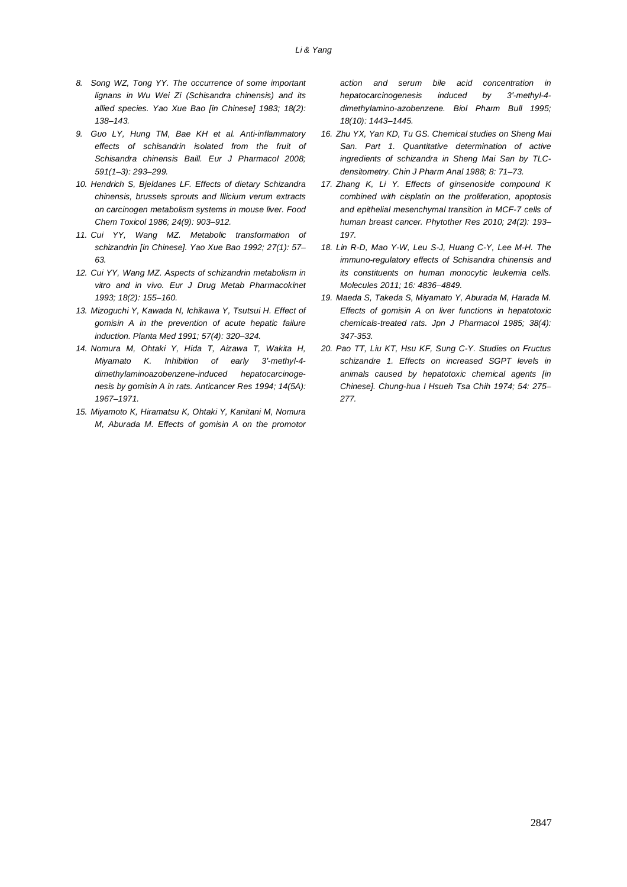8. Song WZ, Tong YY. The occurrence of some important lignans in Wu Wei Zi (Schisandra chinensis) and its allied species. Yao Xue Bao [in Chinese] 1983; 18(2): 138–143.
9. Guo LY, Hung TM, Bae KH et al. Anti-inflammatory effects of schisandrin isolated from the fruit of Schisandra chinensis Baill. Eur J Pharmacol 2008; 591(1–3): 293–299.
10. Hendrich S, Bjeldanes LF. Effects of dietary Schizandra chinensis, brussels sprouts and Illicium verum extracts on carcinogen metabolism systems in mouse liver. Food Chem Toxicol 1986; 24(9): 903–912.
11. Cui YY, Wang MZ. Metabolic transformation of schizandrin [in Chinese]. Yao Xue Bao 1992; 27(1): 57–63.
12. Cui YY, Wang MZ. Aspects of schizandrin metabolism in vitro and in vivo. Eur J Drug Metab Pharmacokinet 1993; 18(2): 155–160.
13. Mizoguchi Y, Kawada N, Ichikawa Y, Tsutsui H. Effect of gomisin A in the prevention of acute hepatic failure induction. Planta Med 1991; 57(4): 320–324.
14. Nomura M, Ohtaki Y, Hida T, Aizawa T, Wakita H, Miyamato K. Inhibition of early 3'-methyl-4-dimethylaminoazobenzene-induced hepatocarcinogenesis by gomisin A in rats. Anticancer Res 1994; 14(5A): 1967–1971.
15. Miyamoto K, Hiramatsu K, Ohtaki Y, Kanitani M, Nomura M, Aburada M. Effects of gomisin A on the promotor action and serum bile acid concentration in hepatocarcinogenesis induced by 3'-methyl-4-dimethylamino-azobenzene. Biol Pharm Bull 1995; 18(10): 1443–1445.
16. Zhu YX, Yan KD, Tu GS. Chemical studies on Sheng Mai San. Part 1. Quantitative determination of active ingredients of schizandra in Sheng Mai San by TLC-densitometry. Chin J Pharm Anal 1988; 8: 71–73.
17. Zhang K, Li Y. Effects of ginsenoside compound K combined with cisplatin on the proliferation, apoptosis and epithelial mesenchymal transition in MCF-7 cells of human breast cancer. Phytother Res 2010; 24(2): 193–197.
18. Lin R-D, Mao Y-W, Leu S-J, Huang C-Y, Lee M-H. The immuno-regulatory effects of Schisandra chinensis and its constituents on human monocytic leukemia cells. Molecules 2011; 16: 4836–4849.
19. Maeda S, Takeda S, Miyamato Y, Aburada M, Harada M. Effects of gomisin A on liver functions in hepatotoxic chemicals-treated rats. Jpn J Pharmacol 1985; 38(4): 347-353.
20. Pao TT, Liu KT, Hsu KF, Sung C-Y. Studies on Fructus schizandre 1. Effects on increased SGPT levels in animals caused by hepatotoxic chemical agents [in Chinese]. Chung-hua I Hsueh Tsa Chih 1974; 54: 275–277.